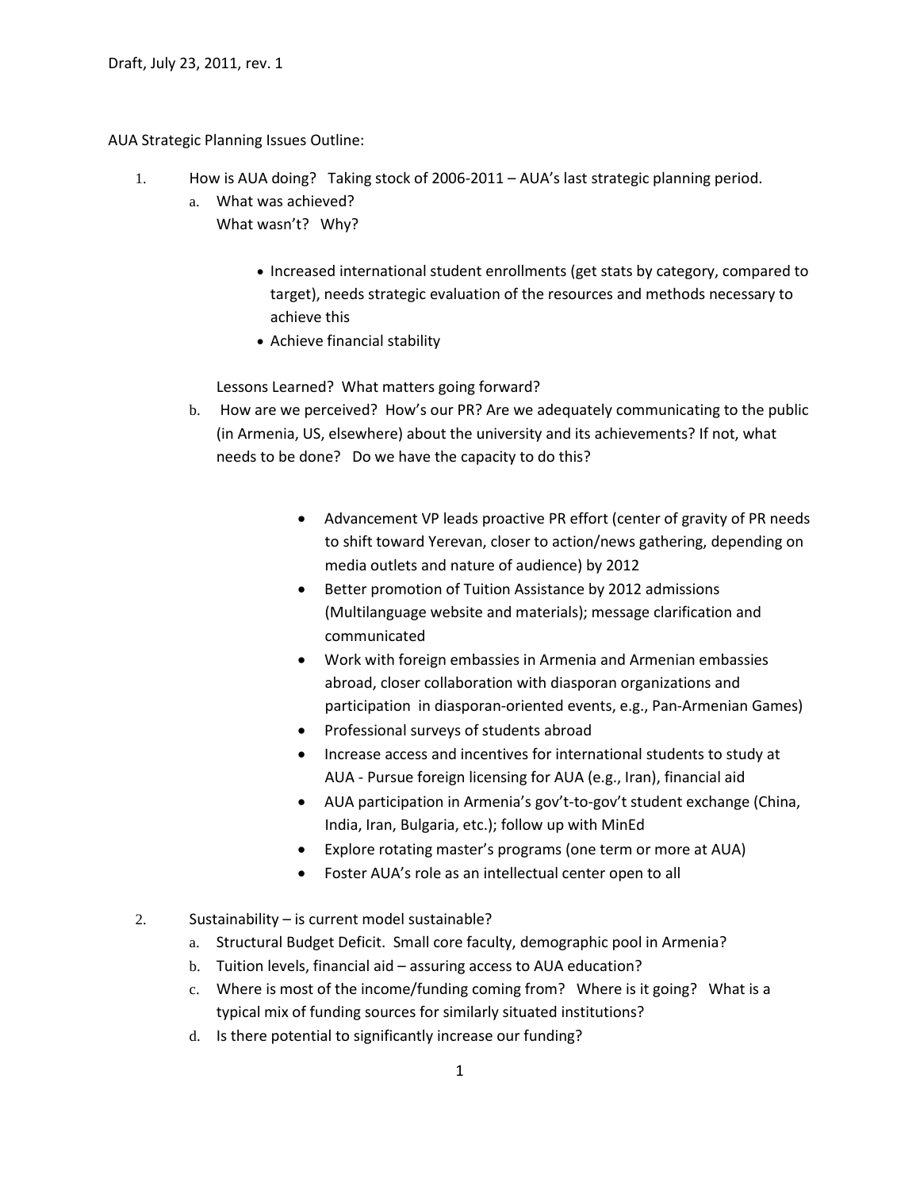Draft, July 23, 2011, rev. 1

AUA Strategic Planning Issues Outline:

1. How is AUA doing? Taking stock of 2006-2011 – AUA's last strategic planning period.
   a. What was achieved?
      What wasn't? Why?

      - Increased international student enrollments (get stats by category, compared to target), needs strategic evaluation of the resources and methods necessary to achieve this
      - Achieve financial stability

      Lessons Learned? What matters going forward?
   b. How are we perceived? How's our PR? Are we adequately communicating to the public (in Armenia, US, elsewhere) about the university and its achievements? If not, what needs to be done? Do we have the capacity to do this?

      - Advancement VP leads proactive PR effort (center of gravity of PR needs to shift toward Yerevan, closer to action/news gathering, depending on media outlets and nature of audience) by 2012
      - Better promotion of Tuition Assistance by 2012 admissions (Multilanguage website and materials); message clarification and communicated
      - Work with foreign embassies in Armenia and Armenian embassies abroad, closer collaboration with diasporan organizations and participation in diasporan-oriented events, e.g., Pan-Armenian Games)
      - Professional surveys of students abroad
      - Increase access and incentives for international students to study at AUA - Pursue foreign licensing for AUA (e.g., Iran), financial aid
      - AUA participation in Armenia's gov't-to-gov't student exchange (China, India, Iran, Bulgaria, etc.); follow up with MinEd
      - Explore rotating master's programs (one term or more at AUA)
      - Foster AUA's role as an intellectual center open to all

2. Sustainability – is current model sustainable?
   a. Structural Budget Deficit. Small core faculty, demographic pool in Armenia?
   b. Tuition levels, financial aid – assuring access to AUA education?
   c. Where is most of the income/funding coming from? Where is it going? What is a typical mix of funding sources for similarly situated institutions?
   d. Is there potential to significantly increase our funding?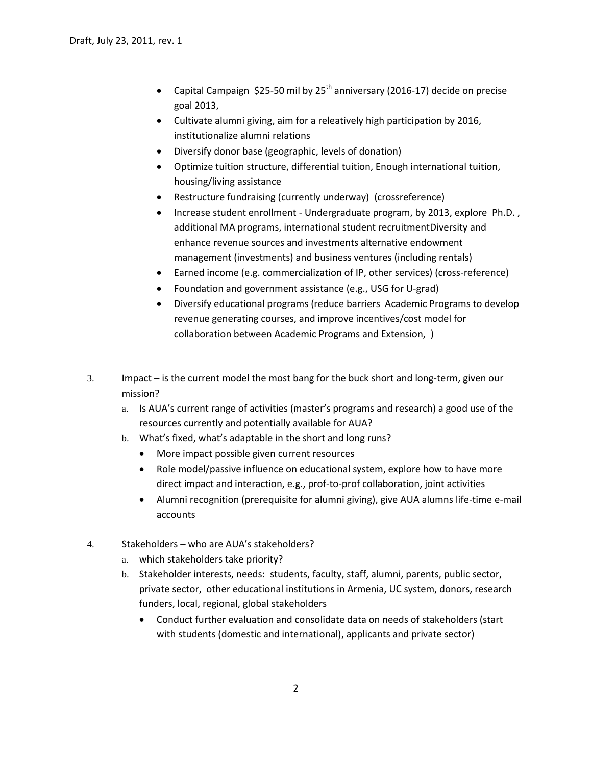Draft, July 23, 2011, rev. 1

- Capital Campaign $25-50 mil by 25th anniversary (2016-17) decide on precise goal 2013,
- Cultivate alumni giving, aim for a releatively high participation by 2016, institutionalize alumni relations
- Diversify donor base (geographic, levels of donation)
- Optimize tuition structure, differential tuition, Enough international tuition, housing/living assistance
- Restructure fundraising (currently underway) (crossreference)
- Increase student enrollment - Undergraduate program, by 2013, explore Ph.D. , additional MA programs, international student recruitmentDiversity and enhance revenue sources and investments alternative endowment management (investments) and business ventures (including rentals)
- Earned income (e.g. commercialization of IP, other services) (cross-reference)
- Foundation and government assistance (e.g., USG for U-grad)
- Diversify educational programs (reduce barriers Academic Programs to develop revenue generating courses, and improve incentives/cost model for collaboration between Academic Programs and Extension, )

3. Impact – is the current model the most bang for the buck short and long-term, given our mission?
   a. Is AUA's current range of activities (master's programs and research) a good use of the resources currently and potentially available for AUA?
   b. What's fixed, what's adaptable in the short and long runs?
      - More impact possible given current resources
      - Role model/passive influence on educational system, explore how to have more direct impact and interaction, e.g., prof-to-prof collaboration, joint activities
      - Alumni recognition (prerequisite for alumni giving), give AUA alumns life-time e-mail accounts

4. Stakeholders – who are AUA's stakeholders?
   a. which stakeholders take priority?
   b. Stakeholder interests, needs: students, faculty, staff, alumni, parents, public sector, private sector, other educational institutions in Armenia, UC system, donors, research funders, local, regional, global stakeholders
      - Conduct further evaluation and consolidate data on needs of stakeholders (start with students (domestic and international), applicants and private sector)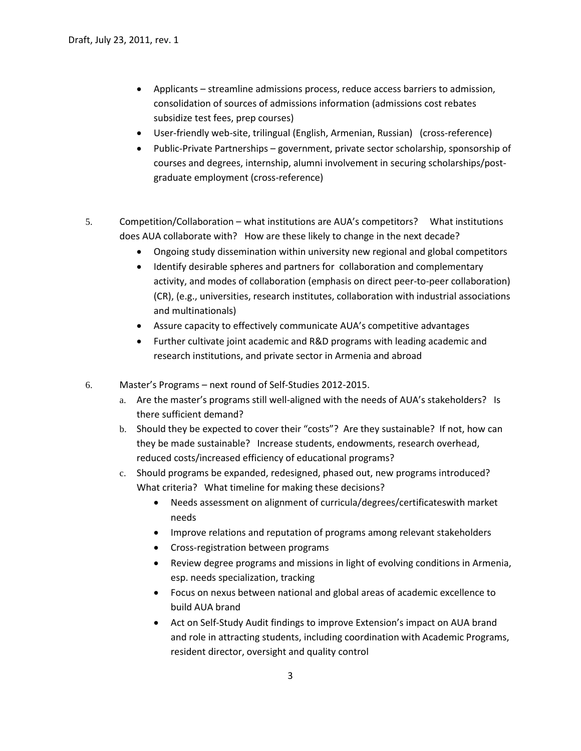- Applicants – streamline admissions process, reduce access barriers to admission, consolidation of sources of admissions information (admissions cost rebates subsidize test fees, prep courses)
- User-friendly web-site, trilingual (English, Armenian, Russian)   (cross-reference)
- Public-Private Partnerships – government, private sector scholarship, sponsorship of courses and degrees, internship, alumni involvement in securing scholarships/post-graduate employment (cross-reference)

5. Competition/Collaboration – what institutions are AUA's competitors?   What institutions does AUA collaborate with?   How are these likely to change in the next decade?
   - Ongoing study dissemination within university new regional and global competitors
   - Identify desirable spheres and partners for collaboration and complementary activity, and modes of collaboration (emphasis on direct peer-to-peer collaboration) (CR), (e.g., universities, research institutes, collaboration with industrial associations and multinationals)
   - Assure capacity to effectively communicate AUA's competitive advantages
   - Further cultivate joint academic and R&D programs with leading academic and research institutions, and private sector in Armenia and abroad

6. Master's Programs – next round of Self-Studies 2012-2015.
   a. Are the master's programs still well-aligned with the needs of AUA's stakeholders?   Is there sufficient demand?
   b. Should they be expected to cover their "costs"?   Are they sustainable?   If not, how can they be made sustainable?   Increase students, endowments, research overhead, reduced costs/increased efficiency of educational programs?
   c. Should programs be expanded, redesigned, phased out, new programs introduced? What criteria?   What timeline for making these decisions?
      - Needs assessment on alignment of curricula/degrees/certificateswith market needs
      - Improve relations and reputation of programs among relevant stakeholders
      - Cross-registration between programs
      - Review degree programs and missions in light of evolving conditions in Armenia, esp. needs specialization, tracking
      - Focus on nexus between national and global areas of academic excellence to build AUA brand
      - Act on Self-Study Audit findings to improve Extension's impact on AUA brand and role in attracting students, including coordination with Academic Programs, resident director, oversight and quality control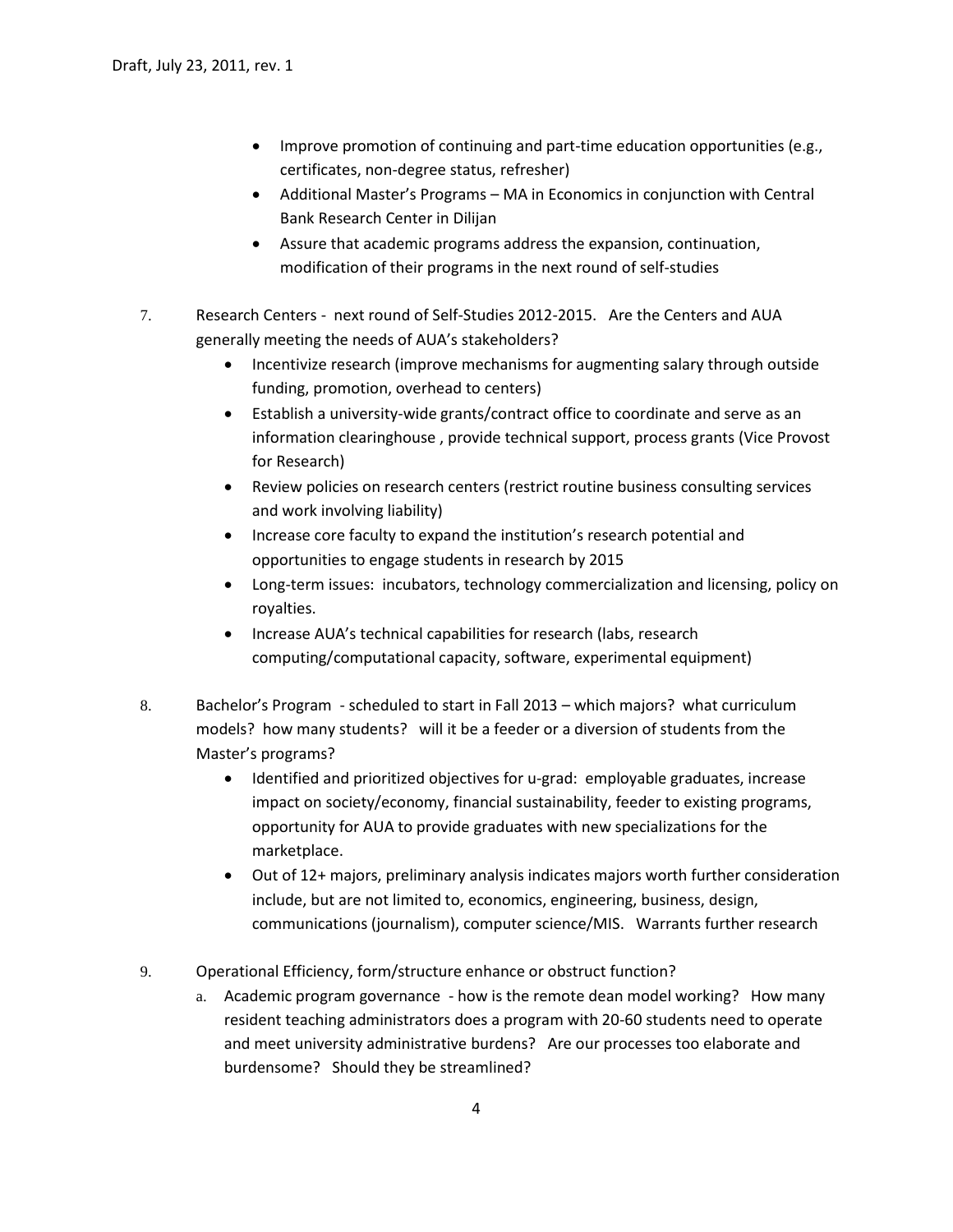- Improve promotion of continuing and part-time education opportunities (e.g., certificates, non-degree status, refresher)
- Additional Master's Programs – MA in Economics in conjunction with Central Bank Research Center in Dilijan
- Assure that academic programs address the expansion, continuation, modification of their programs in the next round of self-studies

7. Research Centers - next round of Self-Studies 2012-2015. Are the Centers and AUA generally meeting the needs of AUA's stakeholders?
   - Incentivize research (improve mechanisms for augmenting salary through outside funding, promotion, overhead to centers)
   - Establish a university-wide grants/contract office to coordinate and serve as an information clearinghouse , provide technical support, process grants (Vice Provost for Research)
   - Review policies on research centers (restrict routine business consulting services and work involving liability)
   - Increase core faculty to expand the institution's research potential and opportunities to engage students in research by 2015
   - Long-term issues: incubators, technology commercialization and licensing, policy on royalties.
   - Increase AUA's technical capabilities for research (labs, research computing/computational capacity, software, experimental equipment)

8. Bachelor's Program - scheduled to start in Fall 2013 – which majors? what curriculum models? how many students? will it be a feeder or a diversion of students from the Master's programs?
   - Identified and prioritized objectives for u-grad: employable graduates, increase impact on society/economy, financial sustainability, feeder to existing programs, opportunity for AUA to provide graduates with new specializations for the marketplace.
   - Out of 12+ majors, preliminary analysis indicates majors worth further consideration include, but are not limited to, economics, engineering, business, design, communications (journalism), computer science/MIS. Warrants further research

9. Operational Efficiency, form/structure enhance or obstruct function?
   a. Academic program governance - how is the remote dean model working? How many resident teaching administrators does a program with 20-60 students need to operate and meet university administrative burdens? Are our processes too elaborate and burdensome? Should they be streamlined?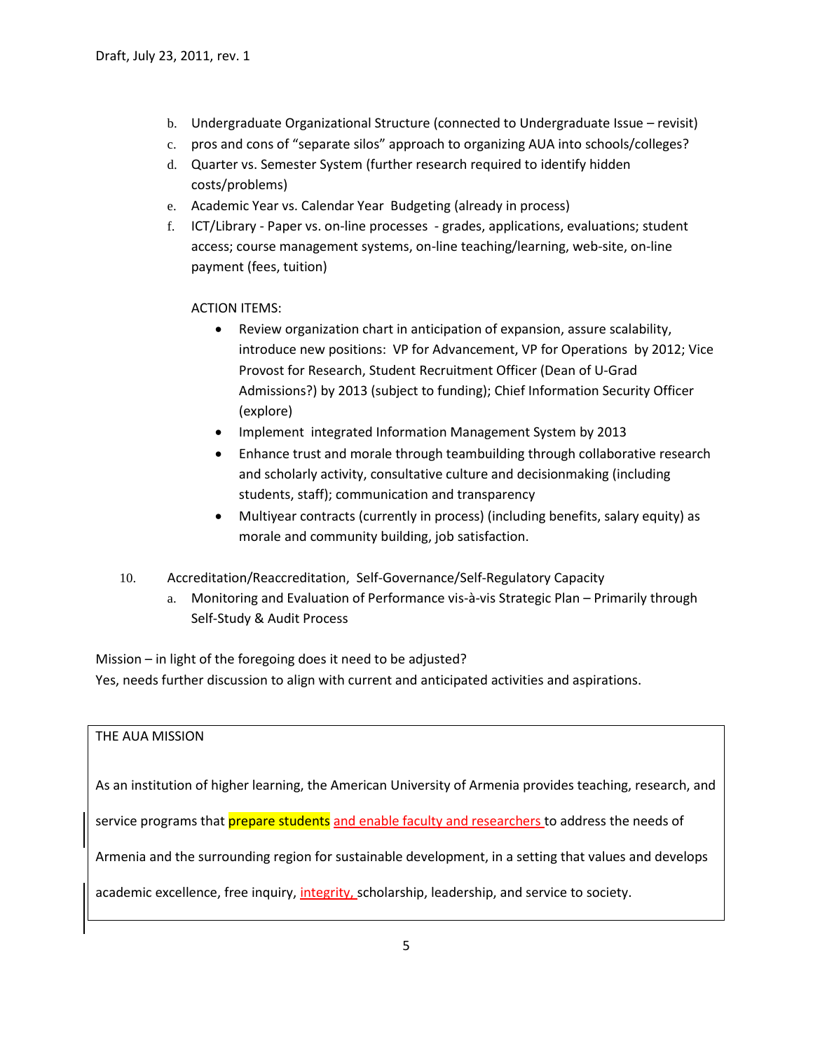b. Undergraduate Organizational Structure (connected to Undergraduate Issue – revisit)
c. pros and cons of "separate silos" approach to organizing AUA into schools/colleges?
d. Quarter vs. Semester System (further research required to identify hidden costs/problems)
e. Academic Year vs. Calendar Year Budgeting (already in process)
f. ICT/Library - Paper vs. on-line processes - grades, applications, evaluations; student access; course management systems, on-line teaching/learning, web-site, on-line payment (fees, tuition)

ACTION ITEMS:

- Review organization chart in anticipation of expansion, assure scalability, introduce new positions: VP for Advancement, VP for Operations by 2012; Vice Provost for Research, Student Recruitment Officer (Dean of U-Grad Admissions?) by 2013 (subject to funding); Chief Information Security Officer (explore)
- Implement integrated Information Management System by 2013
- Enhance trust and morale through teambuilding through collaborative research and scholarly activity, consultative culture and decisionmaking (including students, staff); communication and transparency
- Multiyear contracts (currently in process) (including benefits, salary equity) as morale and community building, job satisfaction.

10. Accreditation/Reaccreditation, Self-Governance/Self-Regulatory Capacity
    a. Monitoring and Evaluation of Performance vis-à-vis Strategic Plan – Primarily through Self-Study & Audit Process

Mission – in light of the foregoing does it need to be adjusted?
Yes, needs further discussion to align with current and anticipated activities and aspirations.

THE AUA MISSION

As an institution of higher learning, the American University of Armenia provides teaching, research, and service programs that prepare students and enable faculty and researchers to address the needs of Armenia and the surrounding region for sustainable development, in a setting that values and develops academic excellence, free inquiry, integrity, scholarship, leadership, and service to society.